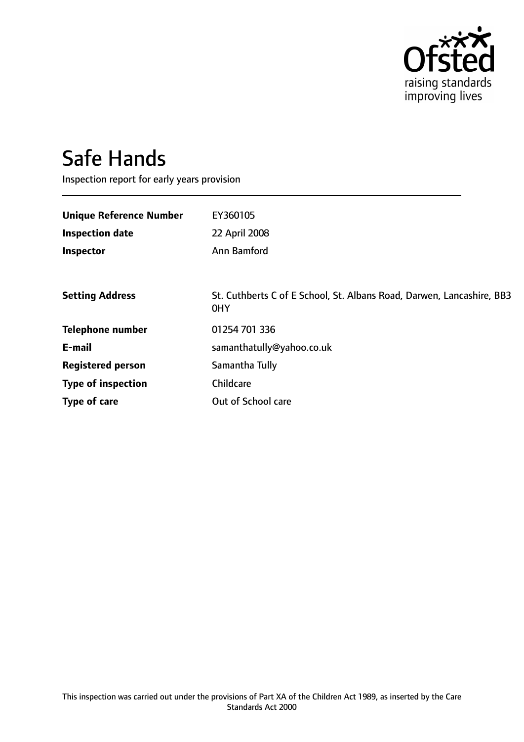# Safe Hands

Inspection report for early years provision

| | |
|---|---|
| **Unique Reference Number** | EY360105 |
| **Inspection date** | 22 April 2008 |
| **Inspector** | Ann Bamford |

| | |
|---|---|
| **Setting Address** | St. Cuthberts C of E School, St. Albans Road, Darwen, Lancashire, BB3 0HY |
| **Telephone number** | 01254 701 336 |
| **E-mail** | samanthatully@yahoo.co.uk |
| **Registered person** | Samantha Tully |
| **Type of inspection** | Childcare |
| **Type of care** | Out of School care |

This inspection was carried out under the provisions of Part XA of the Children Act 1989, as inserted by the Care Standards Act 2000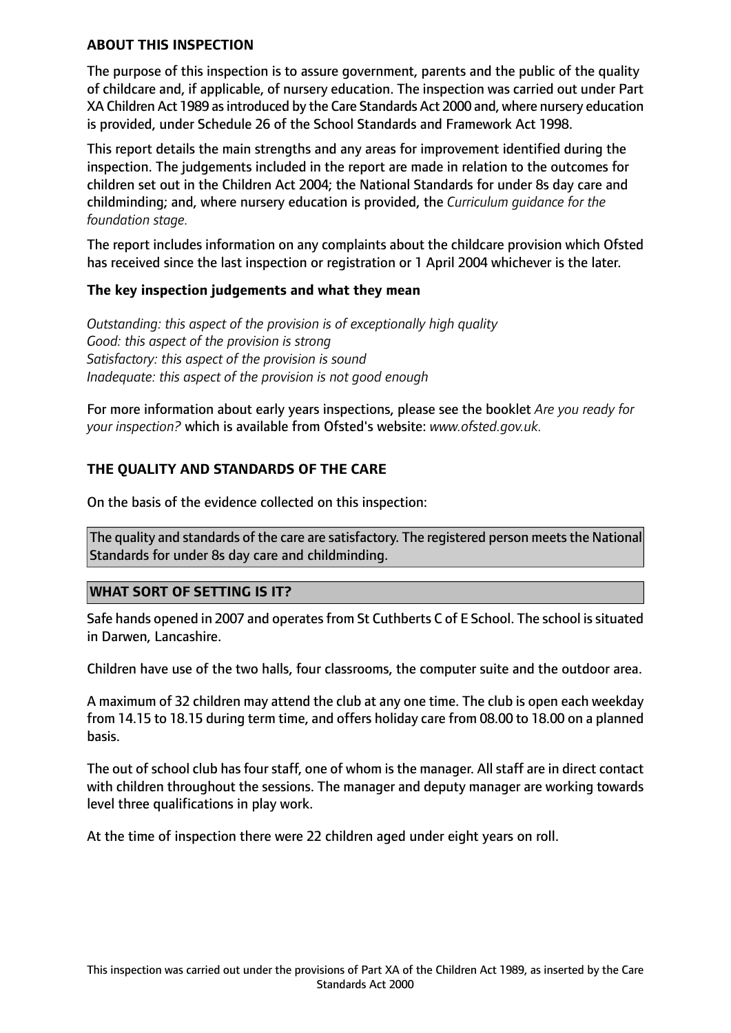## ABOUT THIS INSPECTION

The purpose of this inspection is to assure government, parents and the public of the quality of childcare and, if applicable, of nursery education. The inspection was carried out under Part XA Children Act 1989 as introduced by the Care Standards Act 2000 and, where nursery education is provided, under Schedule 26 of the School Standards and Framework Act 1998.

This report details the main strengths and any areas for improvement identified during the inspection. The judgements included in the report are made in relation to the outcomes for children set out in the Children Act 2004; the National Standards for under 8s day care and childminding; and, where nursery education is provided, the *Curriculum guidance for the foundation stage.*

The report includes information on any complaints about the childcare provision which Ofsted has received since the last inspection or registration or 1 April 2004 whichever is the later.

### The key inspection judgements and what they mean

*Outstanding: this aspect of the provision is of exceptionally high quality*
*Good: this aspect of the provision is strong*
*Satisfactory: this aspect of the provision is sound*
*Inadequate: this aspect of the provision is not good enough*

For more information about early years inspections, please see the booklet *Are you ready for your inspection?* which is available from Ofsted's website: *www.ofsted.gov.uk.*

## THE QUALITY AND STANDARDS OF THE CARE

On the basis of the evidence collected on this inspection:

The quality and standards of the care are satisfactory. The registered person meets the National Standards for under 8s day care and childminding.

## WHAT SORT OF SETTING IS IT?

Safe hands opened in 2007 and operates from St Cuthberts C of E School. The school is situated in Darwen, Lancashire.

Children have use of the two halls, four classrooms, the computer suite and the outdoor area.

A maximum of 32 children may attend the club at any one time. The club is open each weekday from 14.15 to 18.15 during term time, and offers holiday care from 08.00 to 18.00 on a planned basis.

The out of school club has four staff, one of whom is the manager. All staff are in direct contact with children throughout the sessions. The manager and deputy manager are working towards level three qualifications in play work.

At the time of inspection there were 22 children aged under eight years on roll.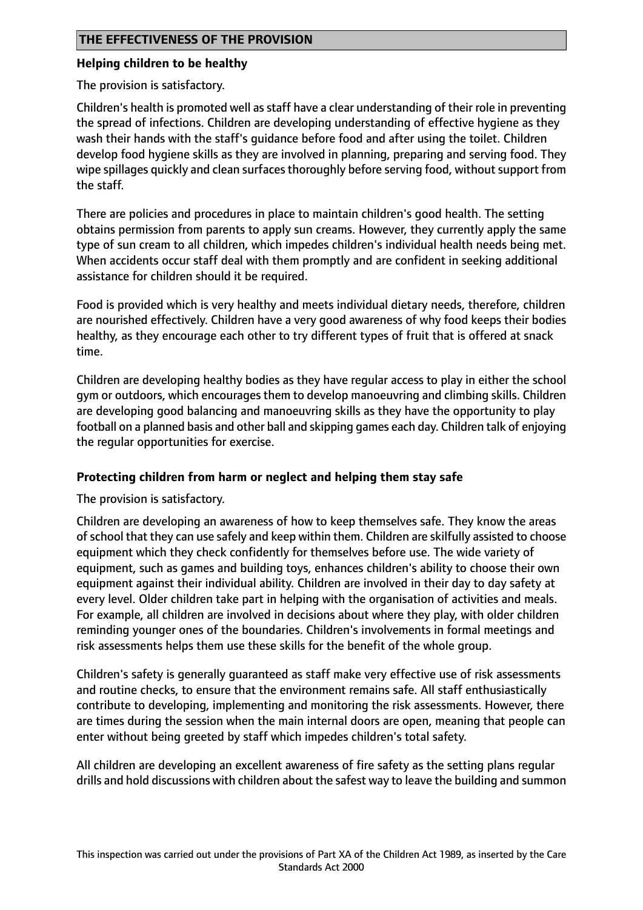## THE EFFECTIVENESS OF THE PROVISION

### Helping children to be healthy

The provision is satisfactory.

Children's health is promoted well as staff have a clear understanding of their role in preventing the spread of infections. Children are developing understanding of effective hygiene as they wash their hands with the staff's guidance before food and after using the toilet. Children develop food hygiene skills as they are involved in planning, preparing and serving food. They wipe spillages quickly and clean surfaces thoroughly before serving food, without support from the staff.

There are policies and procedures in place to maintain children's good health. The setting obtains permission from parents to apply sun creams. However, they currently apply the same type of sun cream to all children, which impedes children's individual health needs being met. When accidents occur staff deal with them promptly and are confident in seeking additional assistance for children should it be required.

Food is provided which is very healthy and meets individual dietary needs, therefore, children are nourished effectively. Children have a very good awareness of why food keeps their bodies healthy, as they encourage each other to try different types of fruit that is offered at snack time.

Children are developing healthy bodies as they have regular access to play in either the school gym or outdoors, which encourages them to develop manoeuvring and climbing skills. Children are developing good balancing and manoeuvring skills as they have the opportunity to play football on a planned basis and other ball and skipping games each day. Children talk of enjoying the regular opportunities for exercise.

### Protecting children from harm or neglect and helping them stay safe

The provision is satisfactory.

Children are developing an awareness of how to keep themselves safe. They know the areas of school that they can use safely and keep within them. Children are skilfully assisted to choose equipment which they check confidently for themselves before use. The wide variety of equipment, such as games and building toys, enhances children's ability to choose their own equipment against their individual ability. Children are involved in their day to day safety at every level. Older children take part in helping with the organisation of activities and meals. For example, all children are involved in decisions about where they play, with older children reminding younger ones of the boundaries. Children's involvements in formal meetings and risk assessments helps them use these skills for the benefit of the whole group.

Children's safety is generally guaranteed as staff make very effective use of risk assessments and routine checks, to ensure that the environment remains safe. All staff enthusiastically contribute to developing, implementing and monitoring the risk assessments. However, there are times during the session when the main internal doors are open, meaning that people can enter without being greeted by staff which impedes children's total safety.

All children are developing an excellent awareness of fire safety as the setting plans regular drills and hold discussions with children about the safest way to leave the building and summon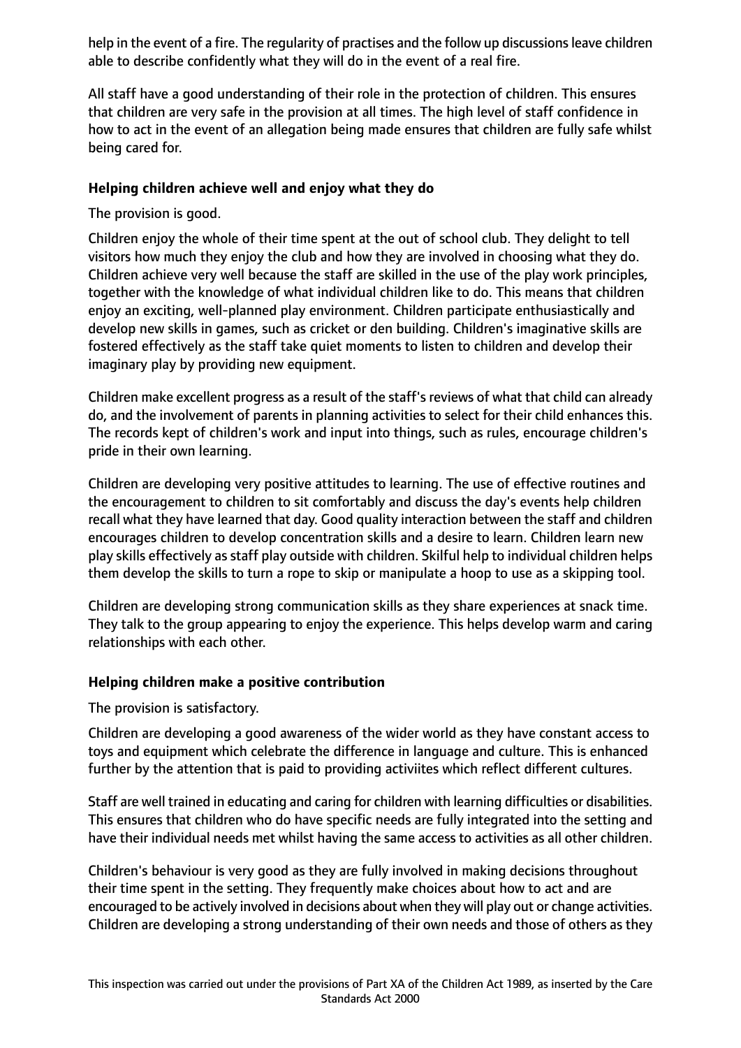help in the event of a fire. The regularity of practises and the follow up discussions leave children able to describe confidently what they will do in the event of a real fire.

All staff have a good understanding of their role in the protection of children. This ensures that children are very safe in the provision at all times. The high level of staff confidence in how to act in the event of an allegation being made ensures that children are fully safe whilst being cared for.

### Helping children achieve well and enjoy what they do

The provision is good.

Children enjoy the whole of their time spent at the out of school club. They delight to tell visitors how much they enjoy the club and how they are involved in choosing what they do. Children achieve very well because the staff are skilled in the use of the play work principles, together with the knowledge of what individual children like to do. This means that children enjoy an exciting, well-planned play environment. Children participate enthusiastically and develop new skills in games, such as cricket or den building. Children's imaginative skills are fostered effectively as the staff take quiet moments to listen to children and develop their imaginary play by providing new equipment.

Children make excellent progress as a result of the staff's reviews of what that child can already do, and the involvement of parents in planning activities to select for their child enhances this. The records kept of children's work and input into things, such as rules, encourage children's pride in their own learning.

Children are developing very positive attitudes to learning. The use of effective routines and the encouragement to children to sit comfortably and discuss the day's events help children recall what they have learned that day. Good quality interaction between the staff and children encourages children to develop concentration skills and a desire to learn. Children learn new play skills effectively as staff play outside with children. Skilful help to individual children helps them develop the skills to turn a rope to skip or manipulate a hoop to use as a skipping tool.

Children are developing strong communication skills as they share experiences at snack time. They talk to the group appearing to enjoy the experience. This helps develop warm and caring relationships with each other.

### Helping children make a positive contribution

The provision is satisfactory.

Children are developing a good awareness of the wider world as they have constant access to toys and equipment which celebrate the difference in language and culture. This is enhanced further by the attention that is paid to providing activiites which reflect different cultures.

Staff are well trained in educating and caring for children with learning difficulties or disabilities. This ensures that children who do have specific needs are fully integrated into the setting and have their individual needs met whilst having the same access to activities as all other children.

Children's behaviour is very good as they are fully involved in making decisions throughout their time spent in the setting. They frequently make choices about how to act and are encouraged to be actively involved in decisions about when they will play out or change activities. Children are developing a strong understanding of their own needs and those of others as they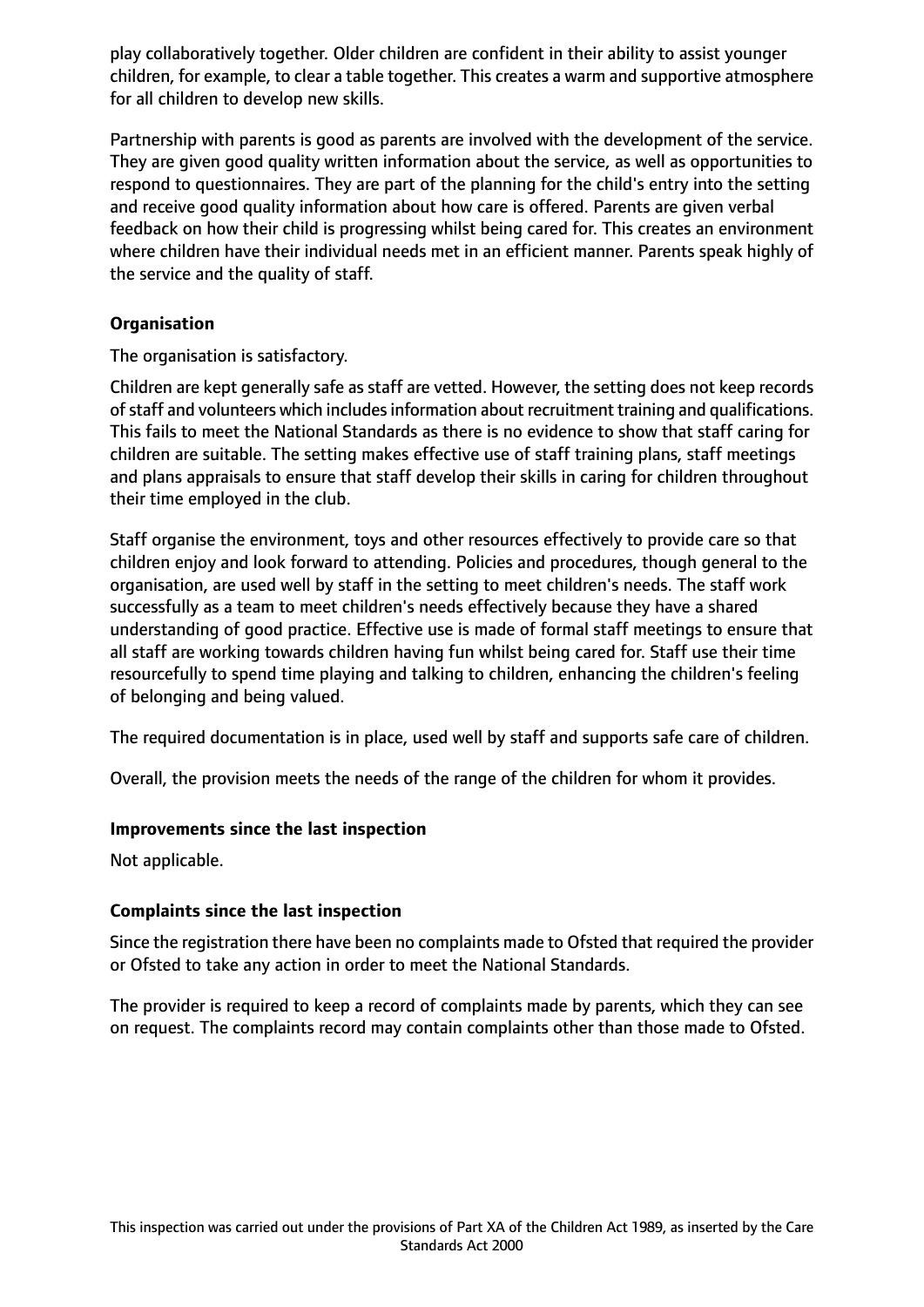play collaboratively together. Older children are confident in their ability to assist younger children, for example, to clear a table together. This creates a warm and supportive atmosphere for all children to develop new skills.

Partnership with parents is good as parents are involved with the development of the service. They are given good quality written information about the service, as well as opportunities to respond to questionnaires. They are part of the planning for the child's entry into the setting and receive good quality information about how care is offered. Parents are given verbal feedback on how their child is progressing whilst being cared for. This creates an environment where children have their individual needs met in an efficient manner. Parents speak highly of the service and the quality of staff.

**Organisation**

The organisation is satisfactory.

Children are kept generally safe as staff are vetted. However, the setting does not keep records of staff and volunteers which includes information about recruitment training and qualifications. This fails to meet the National Standards as there is no evidence to show that staff caring for children are suitable. The setting makes effective use of staff training plans, staff meetings and plans appraisals to ensure that staff develop their skills in caring for children throughout their time employed in the club.

Staff organise the environment, toys and other resources effectively to provide care so that children enjoy and look forward to attending. Policies and procedures, though general to the organisation, are used well by staff in the setting to meet children's needs. The staff work successfully as a team to meet children's needs effectively because they have a shared understanding of good practice. Effective use is made of formal staff meetings to ensure that all staff are working towards children having fun whilst being cared for. Staff use their time resourcefully to spend time playing and talking to children, enhancing the children's feeling of belonging and being valued.

The required documentation is in place, used well by staff and supports safe care of children.

Overall, the provision meets the needs of the range of the children for whom it provides.

**Improvements since the last inspection**

Not applicable.

**Complaints since the last inspection**

Since the registration there have been no complaints made to Ofsted that required the provider or Ofsted to take any action in order to meet the National Standards.

The provider is required to keep a record of complaints made by parents, which they can see on request. The complaints record may contain complaints other than those made to Ofsted.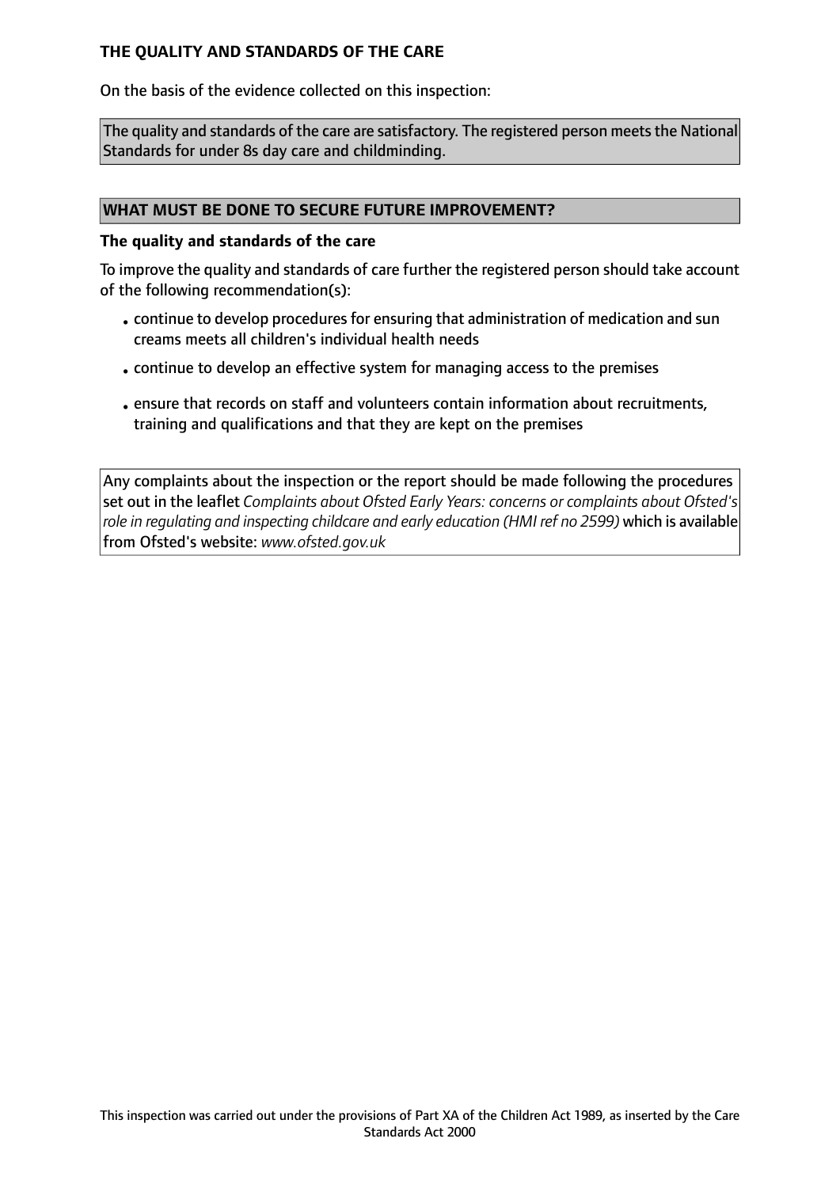## THE QUALITY AND STANDARDS OF THE CARE

On the basis of the evidence collected on this inspection:

The quality and standards of the care are satisfactory. The registered person meets the National Standards for under 8s day care and childminding.

## WHAT MUST BE DONE TO SECURE FUTURE IMPROVEMENT?

### The quality and standards of the care

To improve the quality and standards of care further the registered person should take account of the following recommendation(s):

- continue to develop procedures for ensuring that administration of medication and sun creams meets all children's individual health needs
- continue to develop an effective system for managing access to the premises
- ensure that records on staff and volunteers contain information about recruitments, training and qualifications and that they are kept on the premises

Any complaints about the inspection or the report should be made following the procedures set out in the leaflet *Complaints about Ofsted Early Years: concerns or complaints about Ofsted's role in regulating and inspecting childcare and early education (HMI ref no 2599)* which is available from Ofsted's website: *www.ofsted.gov.uk*

This inspection was carried out under the provisions of Part XA of the Children Act 1989, as inserted by the Care Standards Act 2000